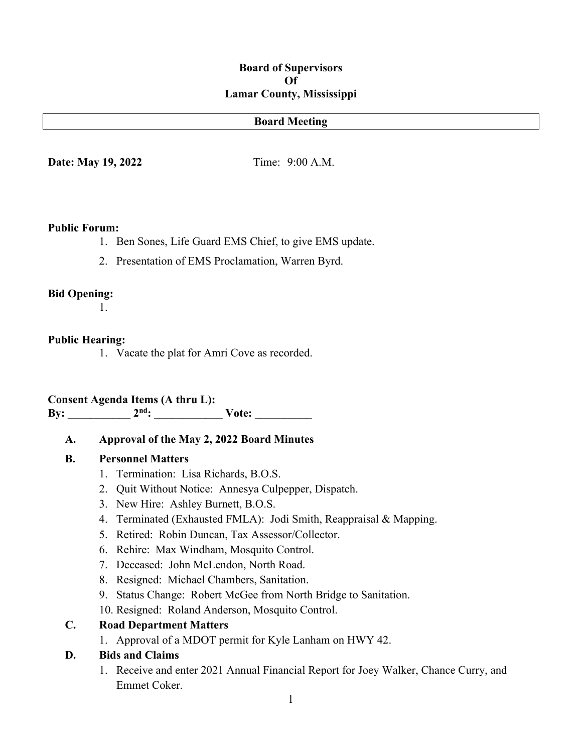**Board of Supervisors**
**Of**
**Lamar County, Mississippi**

**Board Meeting**

**Date: May 19, 2022** Time: 9:00 A.M.

**Public Forum:**

1. Ben Sones, Life Guard EMS Chief, to give EMS update.
2. Presentation of EMS Proclamation, Warren Byrd.

**Bid Opening:**

1.

**Public Hearing:**

1. Vacate the plat for Amri Cove as recorded.

**Consent Agenda Items (A thru L):**
**By: ___________ 2nd: ____________ Vote: __________**

**A. Approval of the May 2, 2022 Board Minutes**

**B. Personnel Matters**

1. Termination: Lisa Richards, B.O.S.
2. Quit Without Notice: Annesya Culpepper, Dispatch.
3. New Hire: Ashley Burnett, B.O.S.
4. Terminated (Exhausted FMLA): Jodi Smith, Reappraisal & Mapping.
5. Retired: Robin Duncan, Tax Assessor/Collector.
6. Rehire: Max Windham, Mosquito Control.
7. Deceased: John McLendon, North Road.
8. Resigned: Michael Chambers, Sanitation.
9. Status Change: Robert McGee from North Bridge to Sanitation.
10. Resigned: Roland Anderson, Mosquito Control.

**C. Road Department Matters**

1. Approval of a MDOT permit for Kyle Lanham on HWY 42.

**D. Bids and Claims**

1. Receive and enter 2021 Annual Financial Report for Joey Walker, Chance Curry, and Emmet Coker.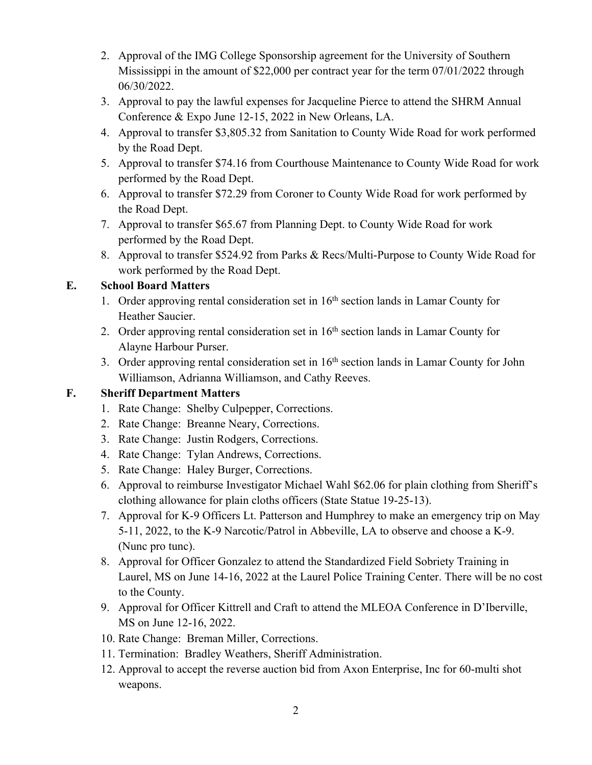2. Approval of the IMG College Sponsorship agreement for the University of Southern Mississippi in the amount of $22,000 per contract year for the term 07/01/2022 through 06/30/2022.
3. Approval to pay the lawful expenses for Jacqueline Pierce to attend the SHRM Annual Conference & Expo June 12-15, 2022 in New Orleans, LA.
4. Approval to transfer $3,805.32 from Sanitation to County Wide Road for work performed by the Road Dept.
5. Approval to transfer $74.16 from Courthouse Maintenance to County Wide Road for work performed by the Road Dept.
6. Approval to transfer $72.29 from Coroner to County Wide Road for work performed by the Road Dept.
7. Approval to transfer $65.67 from Planning Dept. to County Wide Road for work performed by the Road Dept.
8. Approval to transfer $524.92 from Parks & Recs/Multi-Purpose to County Wide Road for work performed by the Road Dept.

**E. School Board Matters**

1. Order approving rental consideration set in 16th section lands in Lamar County for Heather Saucier.
2. Order approving rental consideration set in 16th section lands in Lamar County for Alayne Harbour Purser.
3. Order approving rental consideration set in 16th section lands in Lamar County for John Williamson, Adrianna Williamson, and Cathy Reeves.

**F. Sheriff Department Matters**

1. Rate Change: Shelby Culpepper, Corrections.
2. Rate Change: Breanne Neary, Corrections.
3. Rate Change: Justin Rodgers, Corrections.
4. Rate Change: Tylan Andrews, Corrections.
5. Rate Change: Haley Burger, Corrections.
6. Approval to reimburse Investigator Michael Wahl $62.06 for plain clothing from Sheriff's clothing allowance for plain cloths officers (State Statue 19-25-13).
7. Approval for K-9 Officers Lt. Patterson and Humphrey to make an emergency trip on May 5-11, 2022, to the K-9 Narcotic/Patrol in Abbeville, LA to observe and choose a K-9. (Nunc pro tunc).
8. Approval for Officer Gonzalez to attend the Standardized Field Sobriety Training in Laurel, MS on June 14-16, 2022 at the Laurel Police Training Center. There will be no cost to the County.
9. Approval for Officer Kittrell and Craft to attend the MLEOA Conference in D'Iberville, MS on June 12-16, 2022.
10. Rate Change: Breman Miller, Corrections.
11. Termination: Bradley Weathers, Sheriff Administration.
12. Approval to accept the reverse auction bid from Axon Enterprise, Inc for 60-multi shot weapons.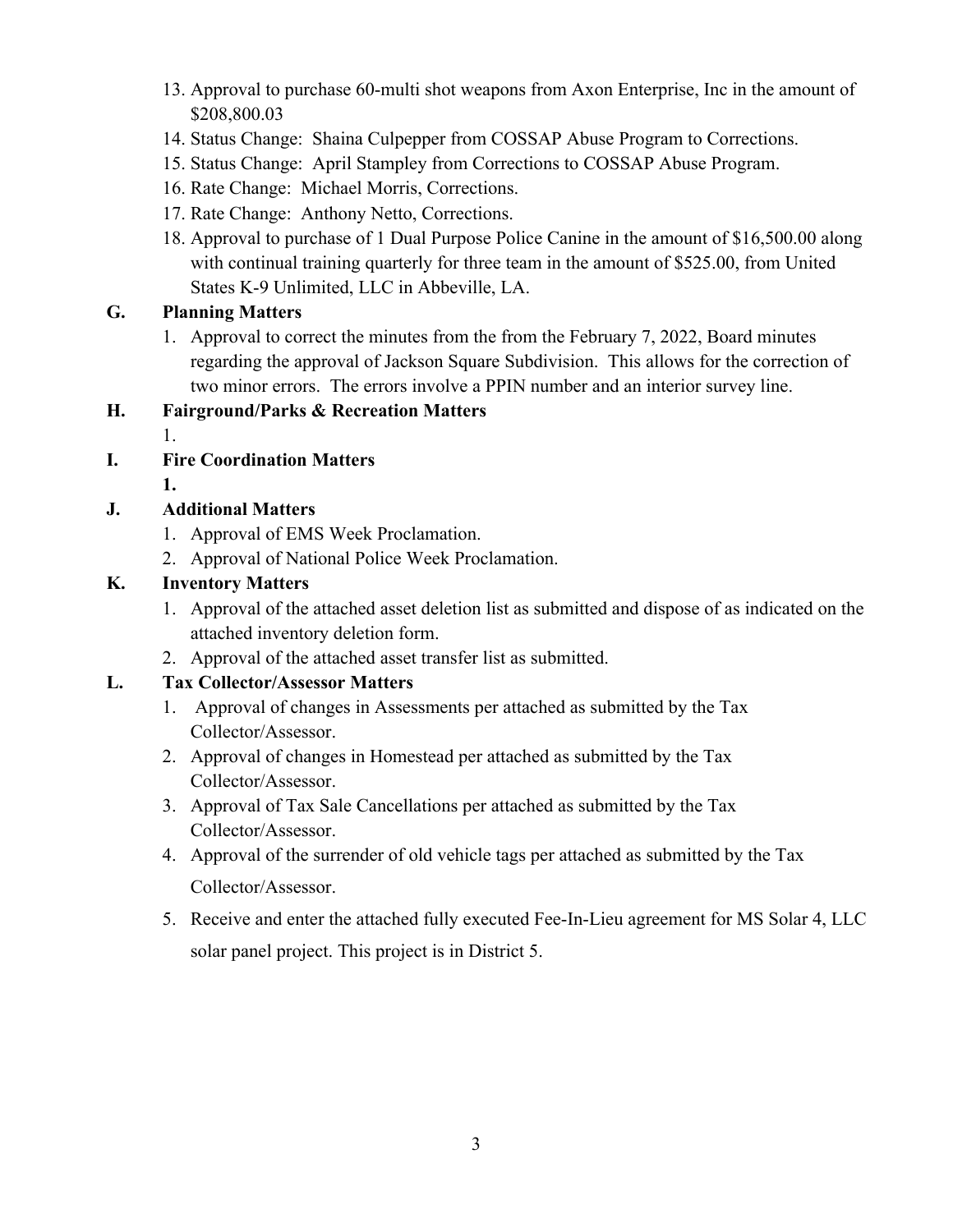13. Approval to purchase 60-multi shot weapons from Axon Enterprise, Inc in the amount of $208,800.03
14. Status Change: Shaina Culpepper from COSSAP Abuse Program to Corrections.
15. Status Change: April Stampley from Corrections to COSSAP Abuse Program.
16. Rate Change: Michael Morris, Corrections.
17. Rate Change: Anthony Netto, Corrections.
18. Approval to purchase of 1 Dual Purpose Police Canine in the amount of $16,500.00 along with continual training quarterly for three team in the amount of $525.00, from United States K-9 Unlimited, LLC in Abbeville, LA.

**G. Planning Matters**

1. Approval to correct the minutes from the from the February 7, 2022, Board minutes regarding the approval of Jackson Square Subdivision. This allows for the correction of two minor errors. The errors involve a PPIN number and an interior survey line.

**H. Fairground/Parks & Recreation Matters**

1.

**I. Fire Coordination Matters**

**1.**

**J. Additional Matters**

1. Approval of EMS Week Proclamation.
2. Approval of National Police Week Proclamation.

**K. Inventory Matters**

1. Approval of the attached asset deletion list as submitted and dispose of as indicated on the attached inventory deletion form.
2. Approval of the attached asset transfer list as submitted.

**L. Tax Collector/Assessor Matters**

1. Approval of changes in Assessments per attached as submitted by the Tax Collector/Assessor.
2. Approval of changes in Homestead per attached as submitted by the Tax Collector/Assessor.
3. Approval of Tax Sale Cancellations per attached as submitted by the Tax Collector/Assessor.
4. Approval of the surrender of old vehicle tags per attached as submitted by the Tax Collector/Assessor.
5. Receive and enter the attached fully executed Fee-In-Lieu agreement for MS Solar 4, LLC solar panel project. This project is in District 5.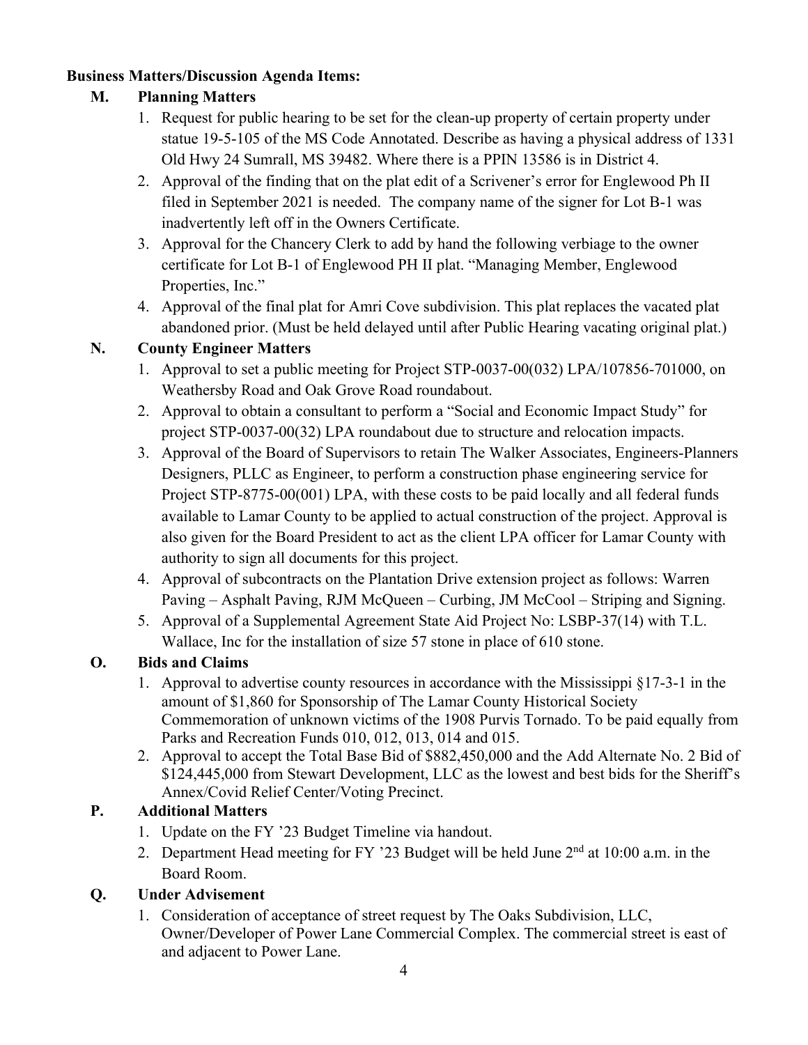**Business Matters/Discussion Agenda Items:**

**M. Planning Matters**

1. Request for public hearing to be set for the clean-up property of certain property under statue 19-5-105 of the MS Code Annotated. Describe as having a physical address of 1331 Old Hwy 24 Sumrall, MS 39482. Where there is a PPIN 13586 is in District 4.
2. Approval of the finding that on the plat edit of a Scrivener's error for Englewood Ph II filed in September 2021 is needed. The company name of the signer for Lot B-1 was inadvertently left off in the Owners Certificate.
3. Approval for the Chancery Clerk to add by hand the following verbiage to the owner certificate for Lot B-1 of Englewood PH II plat. "Managing Member, Englewood Properties, Inc."
4. Approval of the final plat for Amri Cove subdivision. This plat replaces the vacated plat abandoned prior. (Must be held delayed until after Public Hearing vacating original plat.)

**N. County Engineer Matters**

1. Approval to set a public meeting for Project STP-0037-00(032) LPA/107856-701000, on Weathersby Road and Oak Grove Road roundabout.
2. Approval to obtain a consultant to perform a "Social and Economic Impact Study" for project STP-0037-00(32) LPA roundabout due to structure and relocation impacts.
3. Approval of the Board of Supervisors to retain The Walker Associates, Engineers-Planners Designers, PLLC as Engineer, to perform a construction phase engineering service for Project STP-8775-00(001) LPA, with these costs to be paid locally and all federal funds available to Lamar County to be applied to actual construction of the project. Approval is also given for the Board President to act as the client LPA officer for Lamar County with authority to sign all documents for this project.
4. Approval of subcontracts on the Plantation Drive extension project as follows: Warren Paving – Asphalt Paving, RJM McQueen – Curbing, JM McCool – Striping and Signing.
5. Approval of a Supplemental Agreement State Aid Project No: LSBP-37(14) with T.L. Wallace, Inc for the installation of size 57 stone in place of 610 stone.

**O. Bids and Claims**

1. Approval to advertise county resources in accordance with the Mississippi §17-3-1 in the amount of $1,860 for Sponsorship of The Lamar County Historical Society Commemoration of unknown victims of the 1908 Purvis Tornado. To be paid equally from Parks and Recreation Funds 010, 012, 013, 014 and 015.
2. Approval to accept the Total Base Bid of $882,450,000 and the Add Alternate No. 2 Bid of $124,445,000 from Stewart Development, LLC as the lowest and best bids for the Sheriff's Annex/Covid Relief Center/Voting Precinct.

**P. Additional Matters**

1. Update on the FY '23 Budget Timeline via handout.
2. Department Head meeting for FY '23 Budget will be held June 2nd at 10:00 a.m. in the Board Room.

**Q. Under Advisement**

1. Consideration of acceptance of street request by The Oaks Subdivision, LLC, Owner/Developer of Power Lane Commercial Complex. The commercial street is east of and adjacent to Power Lane.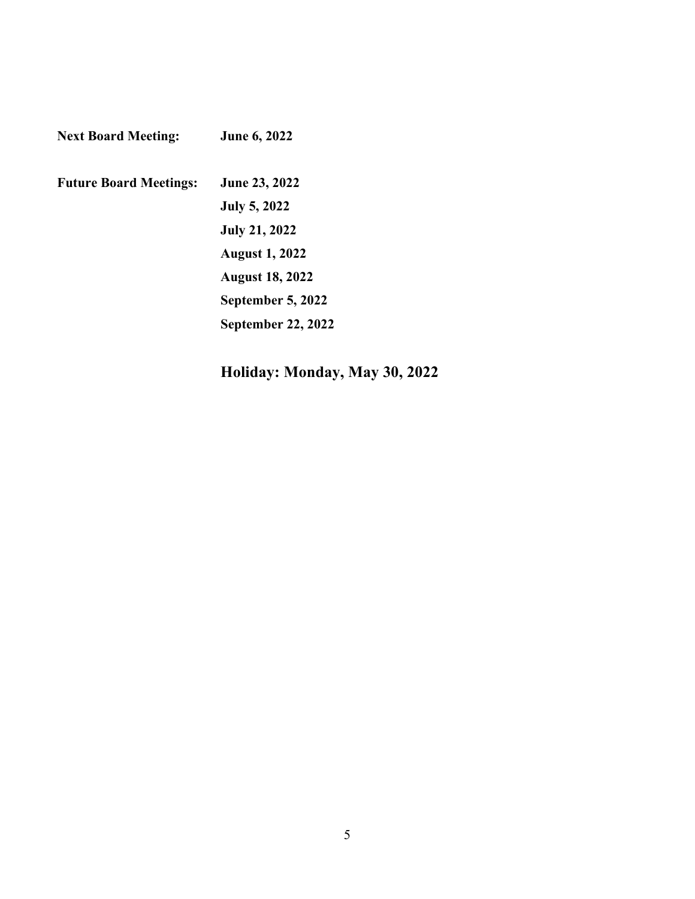**Next Board Meeting:** **June 6, 2022**

**Future Board Meetings:** **June 23, 2022**

**July 5, 2022**

**July 21, 2022**

**August 1, 2022**

**August 18, 2022**

**September 5, 2022**

**September 22, 2022**

**Holiday: Monday, May 30, 2022**